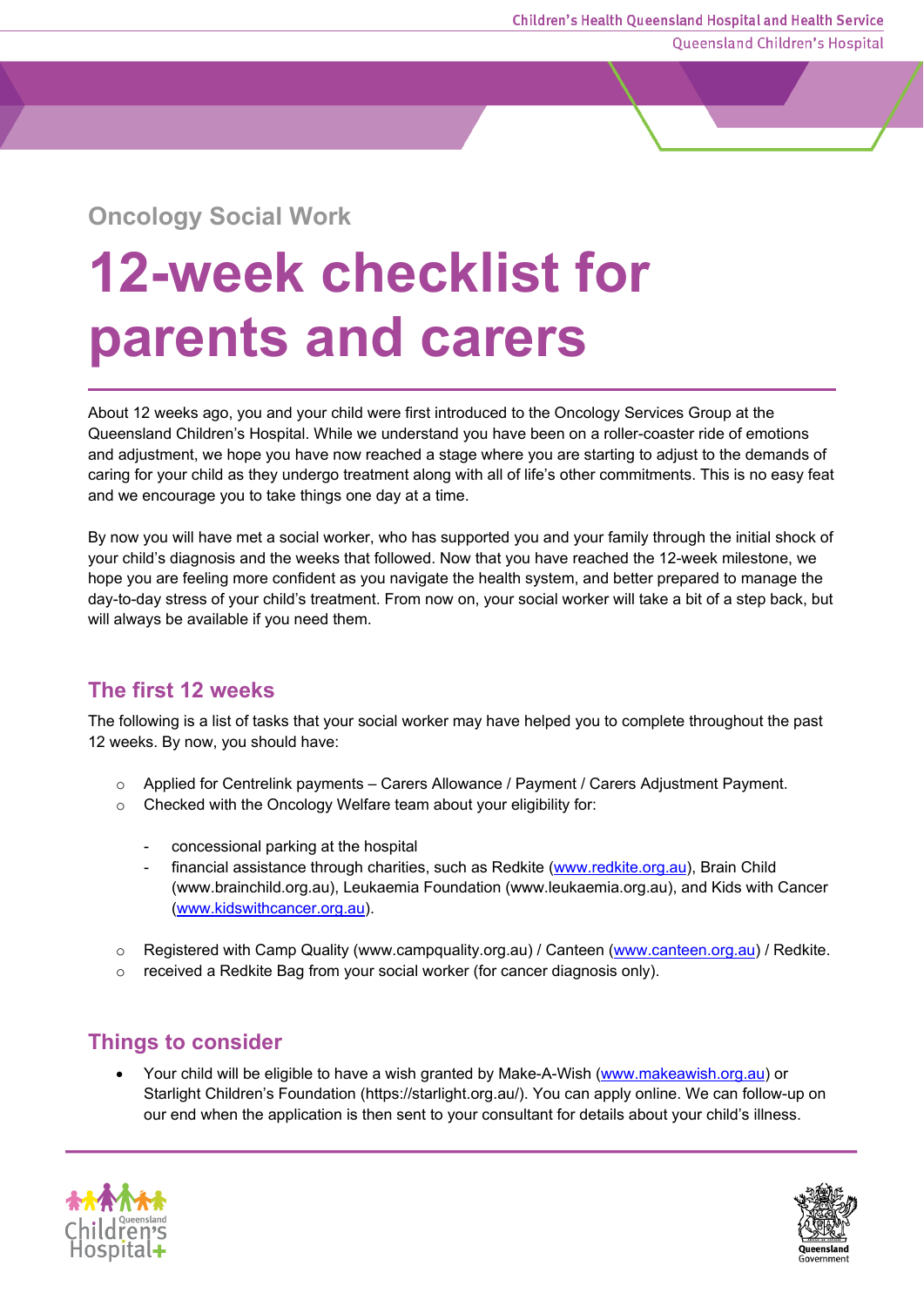Oncology Social Work

# 12-week checklist for parents and carers

About 12 weeks ago, you and your child were first introduced to the Oncology Services Group at the Queensland Children's Hospital. While we understand you have been on a roller-coaster ride of emotions and adjustment, we hope you have now reached a stage where you are starting to adjust to the demands of caring for your child as they undergo treatment along with all of life's other commitments. This is no easy feat and we encourage you to take things one day at a time.

By now you will have met a social worker, who has supported you and your family through the initial shock of your child's diagnosis and the weeks that followed. Now that you have reached the 12-week milestone, we hope you are feeling more confident as you navigate the health system, and better prepared to manage the day-to-day stress of your child's treatment. From now on, your social worker will take a bit of a step back, but will always be available if you need them.

## The first 12 weeks

The following is a list of tasks that your social worker may have helped you to complete throughout the past 12 weeks. By now, you should have:

- Applied for Centrelink payments – Carers Allowance / Payment / Carers Adjustment Payment.
- Checked with the Oncology Welfare team about your eligibility for:
  - concessional parking at the hospital
  - financial assistance through charities, such as Redkite (www.redkite.org.au), Brain Child (www.brainchild.org.au), Leukaemia Foundation (www.leukaemia.org.au), and Kids with Cancer (www.kidswithcancer.org.au).
- Registered with Camp Quality (www.campquality.org.au) / Canteen (www.canteen.org.au) / Redkite.
- received a Redkite Bag from your social worker (for cancer diagnosis only).

## Things to consider

- Your child will be eligible to have a wish granted by Make-A-Wish (www.makeawish.org.au) or Starlight Children's Foundation (https://starlight.org.au/). You can apply online. We can follow-up on our end when the application is then sent to your consultant for details about your child's illness.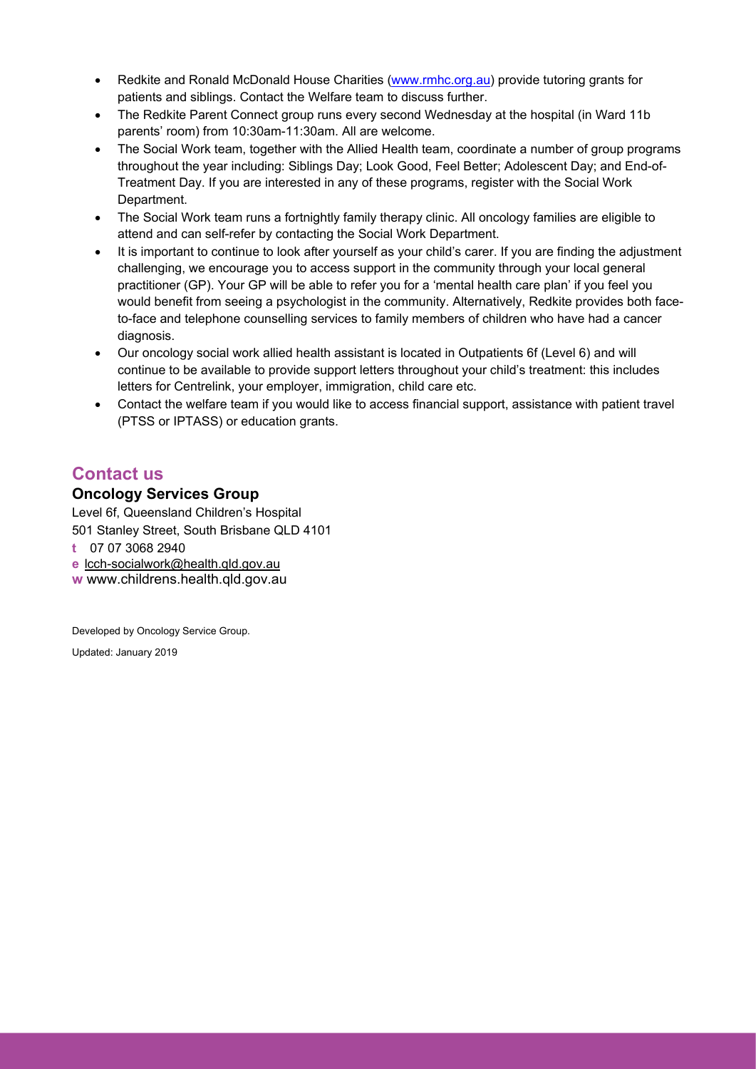- Redkite and Ronald McDonald House Charities (www.rmhc.org.au) provide tutoring grants for patients and siblings. Contact the Welfare team to discuss further.
- The Redkite Parent Connect group runs every second Wednesday at the hospital (in Ward 11b parents' room) from 10:30am-11:30am. All are welcome.
- The Social Work team, together with the Allied Health team, coordinate a number of group programs throughout the year including: Siblings Day; Look Good, Feel Better; Adolescent Day; and End-of-Treatment Day. If you are interested in any of these programs, register with the Social Work Department.
- The Social Work team runs a fortnightly family therapy clinic. All oncology families are eligible to attend and can self-refer by contacting the Social Work Department.
- It is important to continue to look after yourself as your child's carer. If you are finding the adjustment challenging, we encourage you to access support in the community through your local general practitioner (GP). Your GP will be able to refer you for a 'mental health care plan' if you feel you would benefit from seeing a psychologist in the community. Alternatively, Redkite provides both face-to-face and telephone counselling services to family members of children who have had a cancer diagnosis.
- Our oncology social work allied health assistant is located in Outpatients 6f (Level 6) and will continue to be available to provide support letters throughout your child's treatment: this includes letters for Centrelink, your employer, immigration, child care etc.
- Contact the welfare team if you would like to access financial support, assistance with patient travel (PTSS or IPTASS) or education grants.

## Contact us

### Oncology Services Group

Level 6f, Queensland Children's Hospital
501 Stanley Street, South Brisbane QLD 4101
**t** 07 07 3068 2940
**e** lcch-socialwork@health.qld.gov.au
**w** www.childrens.health.qld.gov.au

Developed by Oncology Service Group.

Updated: January 2019